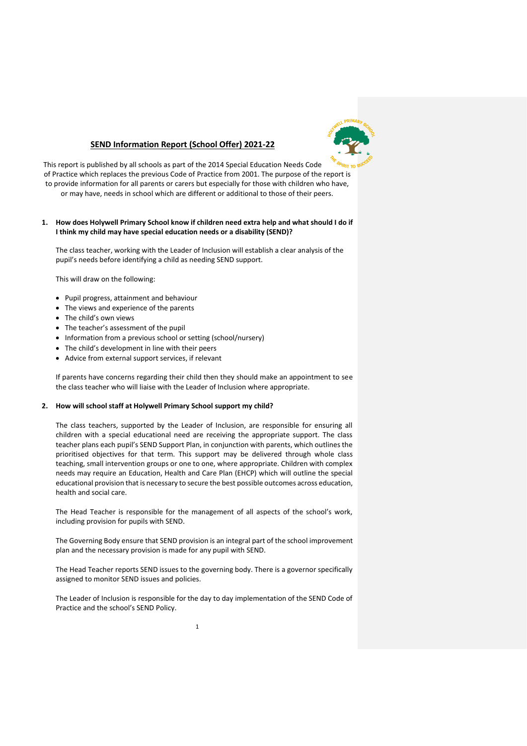# SEND Information Report (School Offer) 2021-22

This report is published by all schools as part of the 2014 Special Education Needs Code of Practice which replaces the previous Code of Practice from 2001. The purpose of the report is to provide information for all parents or carers but especially for those with children who have, or may have, needs in school which are different or additional to those of their peers.

## 1. How does Holywell Primary School know if children need extra help and what should I do if I think my child may have special education needs or a disability (SEND)?

The class teacher, working with the Leader of Inclusion will establish a clear analysis of the pupil's needs before identifying a child as needing SEND support.

This will draw on the following:

- Pupil progress, attainment and behaviour
- The views and experience of the parents
- The child's own views
- The teacher's assessment of the pupil
- Information from a previous school or setting (school/nursery)
- The child's development in line with their peers
- Advice from external support services, if relevant

If parents have concerns regarding their child then they should make an appointment to see the class teacher who will liaise with the Leader of Inclusion where appropriate.

## 2. How will school staff at Holywell Primary School support my child?

The class teachers, supported by the Leader of Inclusion, are responsible for ensuring all children with a special educational need are receiving the appropriate support. The class teacher plans each pupil's SEND Support Plan, in conjunction with parents, which outlines the prioritised objectives for that term. This support may be delivered through whole class teaching, small intervention groups or one to one, where appropriate. Children with complex needs may require an Education, Health and Care Plan (EHCP) which will outline the special educational provision that is necessary to secure the best possible outcomes across education, health and social care.

The Head Teacher is responsible for the management of all aspects of the school's work, including provision for pupils with SEND.

The Governing Body ensure that SEND provision is an integral part of the school improvement plan and the necessary provision is made for any pupil with SEND.

The Head Teacher reports SEND issues to the governing body. There is a governor specifically assigned to monitor SEND issues and policies.

The Leader of Inclusion is responsible for the day to day implementation of the SEND Code of Practice and the school's SEND Policy.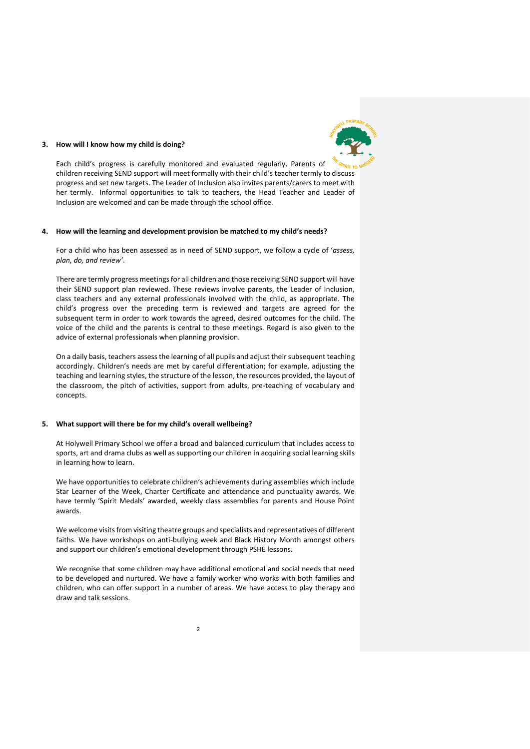### 3. How will I know how my child is doing?

Each child's progress is carefully monitored and evaluated regularly. Parents of children receiving SEND support will meet formally with their child's teacher termly to discuss progress and set new targets. The Leader of Inclusion also invites parents/carers to meet with her termly. Informal opportunities to talk to teachers, the Head Teacher and Leader of Inclusion are welcomed and can be made through the school office.

### 4. How will the learning and development provision be matched to my child's needs?

For a child who has been assessed as in need of SEND support, we follow a cycle of '*assess, plan, do, and review'*.

There are termly progress meetings for all children and those receiving SEND support will have their SEND support plan reviewed. These reviews involve parents, the Leader of Inclusion, class teachers and any external professionals involved with the child, as appropriate. The child's progress over the preceding term is reviewed and targets are agreed for the subsequent term in order to work towards the agreed, desired outcomes for the child. The voice of the child and the parents is central to these meetings. Regard is also given to the advice of external professionals when planning provision.

On a daily basis, teachers assess the learning of all pupils and adjust their subsequent teaching accordingly. Children's needs are met by careful differentiation; for example, adjusting the teaching and learning styles, the structure of the lesson, the resources provided, the layout of the classroom, the pitch of activities, support from adults, pre-teaching of vocabulary and concepts.

### 5. What support will there be for my child's overall wellbeing?

At Holywell Primary School we offer a broad and balanced curriculum that includes access to sports, art and drama clubs as well as supporting our children in acquiring social learning skills in learning how to learn.

We have opportunities to celebrate children's achievements during assemblies which include Star Learner of the Week, Charter Certificate and attendance and punctuality awards. We have termly 'Spirit Medals' awarded, weekly class assemblies for parents and House Point awards.

We welcome visits from visiting theatre groups and specialists and representatives of different faiths. We have workshops on anti-bullying week and Black History Month amongst others and support our children's emotional development through PSHE lessons.

We recognise that some children may have additional emotional and social needs that need to be developed and nurtured. We have a family worker who works with both families and children, who can offer support in a number of areas. We have access to play therapy and draw and talk sessions.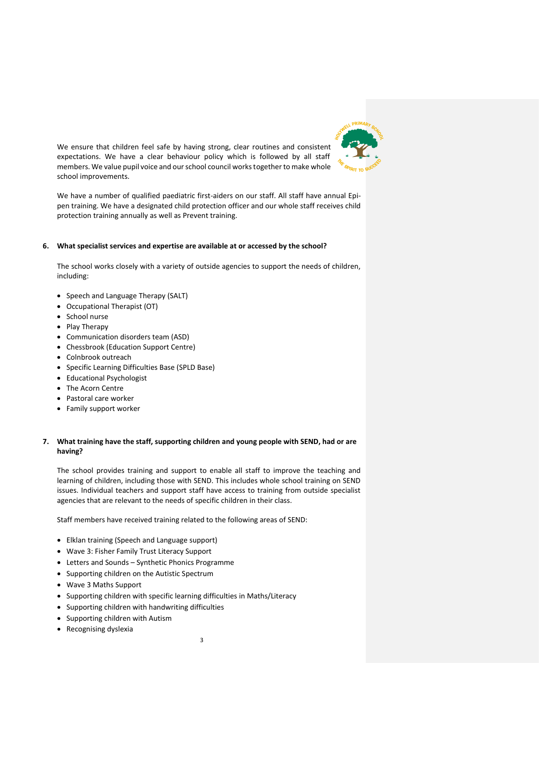We ensure that children feel safe by having strong, clear routines and consistent expectations. We have a clear behaviour policy which is followed by all staff members. We value pupil voice and our school council works together to make whole school improvements.

We have a number of qualified paediatric first-aiders on our staff. All staff have annual Epi-pen training. We have a designated child protection officer and our whole staff receives child protection training annually as well as Prevent training.

**6. What specialist services and expertise are available at or accessed by the school?**

The school works closely with a variety of outside agencies to support the needs of children, including:

- Speech and Language Therapy (SALT)
- Occupational Therapist (OT)
- School nurse
- Play Therapy
- Communication disorders team (ASD)
- Chessbrook (Education Support Centre)
- Colnbrook outreach
- Specific Learning Difficulties Base (SPLD Base)
- Educational Psychologist
- The Acorn Centre
- Pastoral care worker
- Family support worker

**7. What training have the staff, supporting children and young people with SEND, had or are having?**

The school provides training and support to enable all staff to improve the teaching and learning of children, including those with SEND. This includes whole school training on SEND issues. Individual teachers and support staff have access to training from outside specialist agencies that are relevant to the needs of specific children in their class.

Staff members have received training related to the following areas of SEND:

- Elklan training (Speech and Language support)
- Wave 3: Fisher Family Trust Literacy Support
- Letters and Sounds – Synthetic Phonics Programme
- Supporting children on the Autistic Spectrum
- Wave 3 Maths Support
- Supporting children with specific learning difficulties in Maths/Literacy
- Supporting children with handwriting difficulties
- Supporting children with Autism
- Recognising dyslexia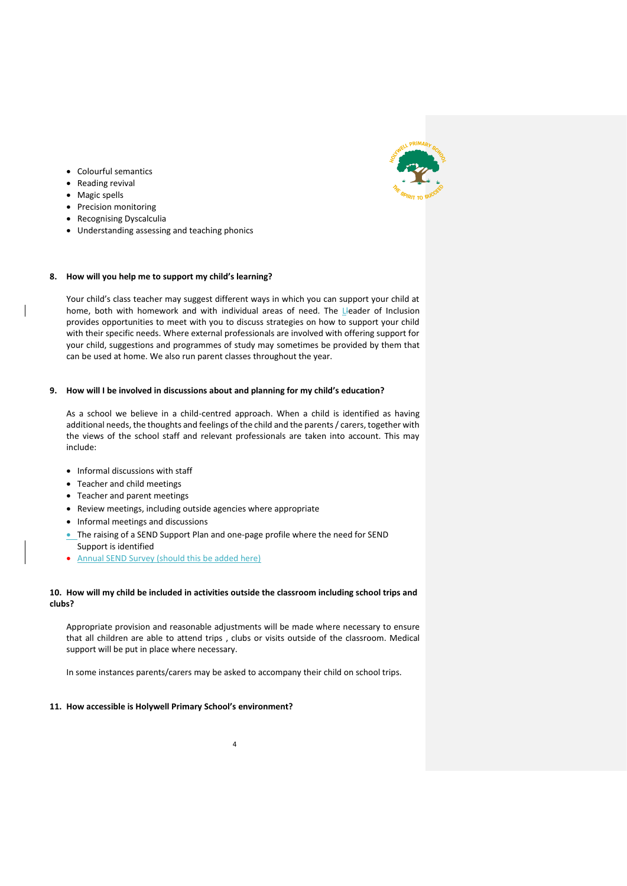- Colourful semantics
- Reading revival
- Magic spells
- Precision monitoring
- Recognising Dyscalculia
- Understanding assessing and teaching phonics

**8. How will you help me to support my child's learning?**

Your child's class teacher may suggest different ways in which you can support your child at home, both with homework and with individual areas of need. The Lleader of Inclusion provides opportunities to meet with you to discuss strategies on how to support your child with their specific needs. Where external professionals are involved with offering support for your child, suggestions and programmes of study may sometimes be provided by them that can be used at home. We also run parent classes throughout the year.

**9. How will I be involved in discussions about and planning for my child's education?**

As a school we believe in a child-centred approach. When a child is identified as having additional needs, the thoughts and feelings of the child and the parents / carers, together with the views of the school staff and relevant professionals are taken into account. This may include:

- Informal discussions with staff
- Teacher and child meetings
- Teacher and parent meetings
- Review meetings, including outside agencies where appropriate
- Informal meetings and discussions
- The raising of a SEND Support Plan and one-page profile where the need for SEND Support is identified
- Annual SEND Survey (should this be added here)

**10. How will my child be included in activities outside the classroom including school trips and clubs?**

Appropriate provision and reasonable adjustments will be made where necessary to ensure that all children are able to attend trips , clubs or visits outside of the classroom. Medical support will be put in place where necessary.

In some instances parents/carers may be asked to accompany their child on school trips.

**11. How accessible is Holywell Primary School's environment?**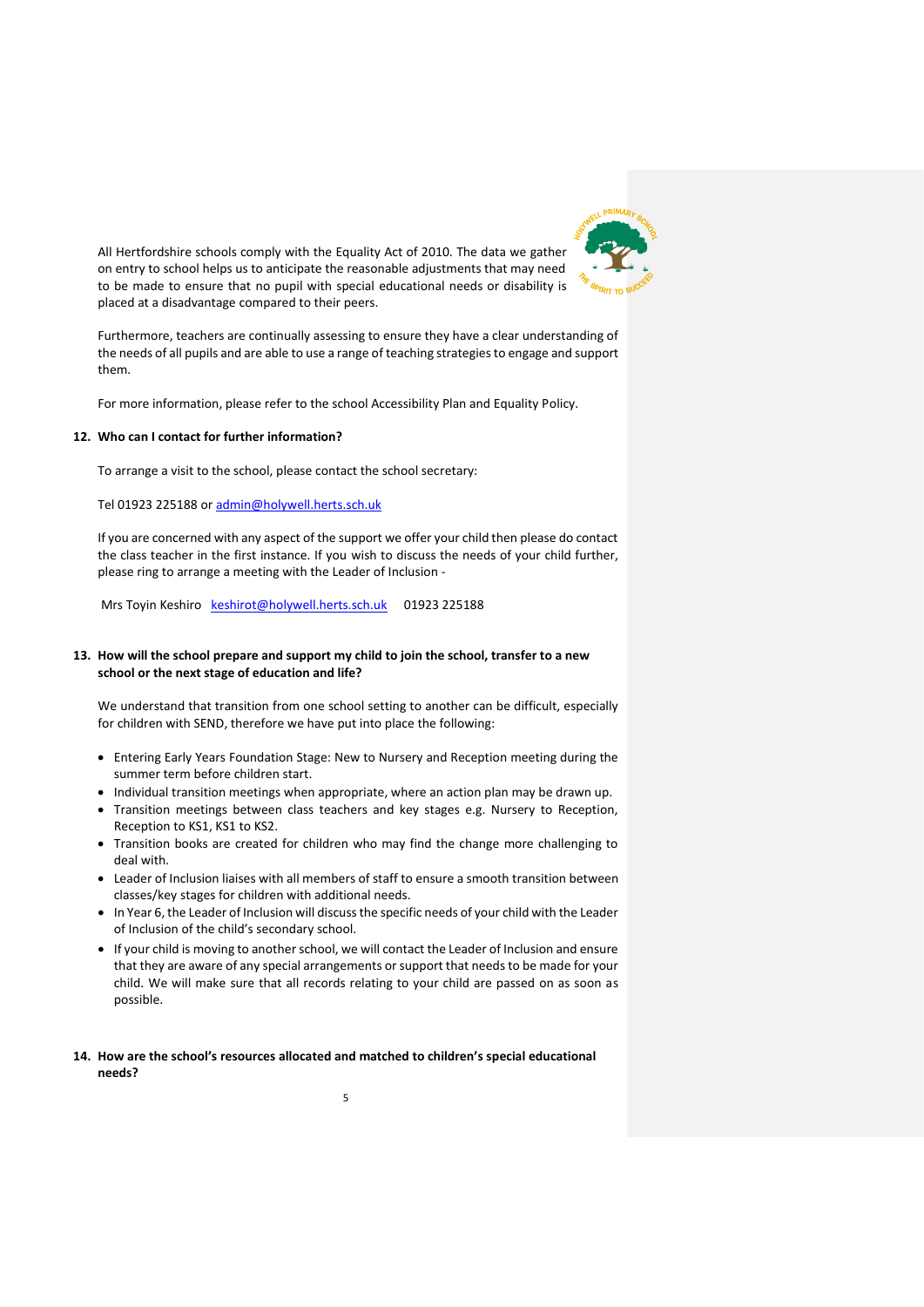All Hertfordshire schools comply with the Equality Act of 2010. The data we gather on entry to school helps us to anticipate the reasonable adjustments that may need to be made to ensure that no pupil with special educational needs or disability is placed at a disadvantage compared to their peers.

Furthermore, teachers are continually assessing to ensure they have a clear understanding of the needs of all pupils and are able to use a range of teaching strategies to engage and support them.

For more information, please refer to the school Accessibility Plan and Equality Policy.

**12. Who can I contact for further information?**

To arrange a visit to the school, please contact the school secretary:

Tel 01923 225188 or admin@holywell.herts.sch.uk

If you are concerned with any aspect of the support we offer your child then please do contact the class teacher in the first instance. If you wish to discuss the needs of your child further, please ring to arrange a meeting with the Leader of Inclusion -

Mrs Toyin Keshiro keshirot@holywell.herts.sch.uk 01923 225188

**13. How will the school prepare and support my child to join the school, transfer to a new school or the next stage of education and life?**

We understand that transition from one school setting to another can be difficult, especially for children with SEND, therefore we have put into place the following:

- Entering Early Years Foundation Stage: New to Nursery and Reception meeting during the summer term before children start.
- Individual transition meetings when appropriate, where an action plan may be drawn up.
- Transition meetings between class teachers and key stages e.g. Nursery to Reception, Reception to KS1, KS1 to KS2.
- Transition books are created for children who may find the change more challenging to deal with.
- Leader of Inclusion liaises with all members of staff to ensure a smooth transition between classes/key stages for children with additional needs.
- In Year 6, the Leader of Inclusion will discuss the specific needs of your child with the Leader of Inclusion of the child's secondary school.
- If your child is moving to another school, we will contact the Leader of Inclusion and ensure that they are aware of any special arrangements or support that needs to be made for your child. We will make sure that all records relating to your child are passed on as soon as possible.

**14. How are the school's resources allocated and matched to children's special educational needs?**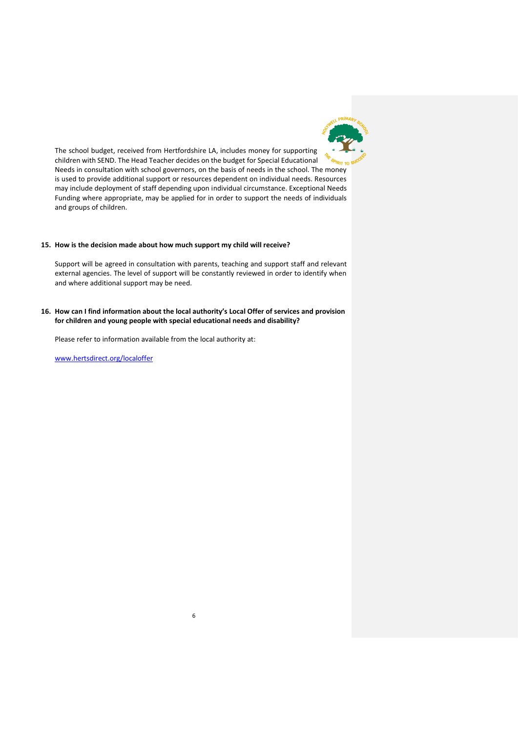The school budget, received from Hertfordshire LA, includes money for supporting children with SEND. The Head Teacher decides on the budget for Special Educational Needs in consultation with school governors, on the basis of needs in the school. The money is used to provide additional support or resources dependent on individual needs. Resources may include deployment of staff depending upon individual circumstance. Exceptional Needs Funding where appropriate, may be applied for in order to support the needs of individuals and groups of children.

**15. How is the decision made about how much support my child will receive?**

Support will be agreed in consultation with parents, teaching and support staff and relevant external agencies. The level of support will be constantly reviewed in order to identify when and where additional support may be need.

**16. How can I find information about the local authority's Local Offer of services and provision for children and young people with special educational needs and disability?**

Please refer to information available from the local authority at:

[www.hertsdirect.org/localoffer](http://www.hertsdirect.org/localoffer)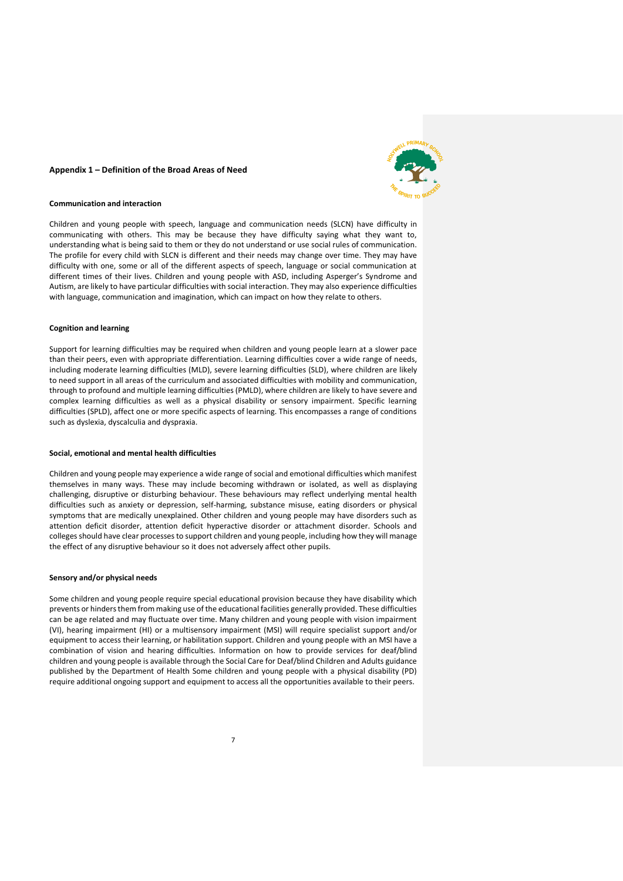## Appendix 1 – Definition of the Broad Areas of Need

**Communication and interaction**

Children and young people with speech, language and communication needs (SLCN) have difficulty in communicating with others. This may be because they have difficulty saying what they want to, understanding what is being said to them or they do not understand or use social rules of communication. The profile for every child with SLCN is different and their needs may change over time. They may have difficulty with one, some or all of the different aspects of speech, language or social communication at different times of their lives. Children and young people with ASD, including Asperger's Syndrome and Autism, are likely to have particular difficulties with social interaction. They may also experience difficulties with language, communication and imagination, which can impact on how they relate to others.

**Cognition and learning**

Support for learning difficulties may be required when children and young people learn at a slower pace than their peers, even with appropriate differentiation. Learning difficulties cover a wide range of needs, including moderate learning difficulties (MLD), severe learning difficulties (SLD), where children are likely to need support in all areas of the curriculum and associated difficulties with mobility and communication, through to profound and multiple learning difficulties (PMLD), where children are likely to have severe and complex learning difficulties as well as a physical disability or sensory impairment. Specific learning difficulties (SPLD), affect one or more specific aspects of learning. This encompasses a range of conditions such as dyslexia, dyscalculia and dyspraxia.

**Social, emotional and mental health difficulties**

Children and young people may experience a wide range of social and emotional difficulties which manifest themselves in many ways. These may include becoming withdrawn or isolated, as well as displaying challenging, disruptive or disturbing behaviour. These behaviours may reflect underlying mental health difficulties such as anxiety or depression, self-harming, substance misuse, eating disorders or physical symptoms that are medically unexplained. Other children and young people may have disorders such as attention deficit disorder, attention deficit hyperactive disorder or attachment disorder. Schools and colleges should have clear processes to support children and young people, including how they will manage the effect of any disruptive behaviour so it does not adversely affect other pupils.

**Sensory and/or physical needs**

Some children and young people require special educational provision because they have disability which prevents or hinders them from making use of the educational facilities generally provided. These difficulties can be age related and may fluctuate over time. Many children and young people with vision impairment (VI), hearing impairment (HI) or a multisensory impairment (MSI) will require specialist support and/or equipment to access their learning, or habilitation support. Children and young people with an MSI have a combination of vision and hearing difficulties. Information on how to provide services for deaf/blind children and young people is available through the Social Care for Deaf/blind Children and Adults guidance published by the Department of Health Some children and young people with a physical disability (PD) require additional ongoing support and equipment to access all the opportunities available to their peers.